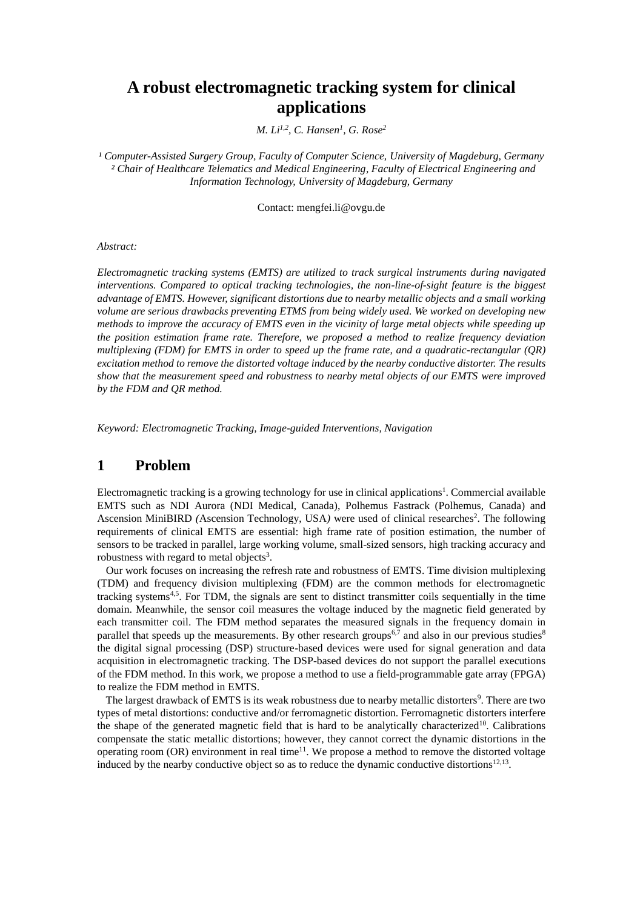# A robust electromagnetic tracking system for clinical applications

*M. Li[1,2], C. Hansen[1], G. Rose[2]*

*[1] Computer-Assisted Surgery Group, Faculty of Computer Science, University of Magdeburg, Germany*
*[2] Chair of Healthcare Telematics and Medical Engineering, Faculty of Electrical Engineering and Information Technology, University of Magdeburg, Germany*

Contact: mengfei.li@ovgu.de

*Abstract:*

*Electromagnetic tracking systems (EMTS) are utilized to track surgical instruments during navigated interventions. Compared to optical tracking technologies, the non-line-of-sight feature is the biggest advantage of EMTS. However, significant distortions due to nearby metallic objects and a small working volume are serious drawbacks preventing ETMS from being widely used. We worked on developing new methods to improve the accuracy of EMTS even in the vicinity of large metal objects while speeding up the position estimation frame rate. Therefore, we proposed a method to realize frequency deviation multiplexing (FDM) for EMTS in order to speed up the frame rate, and a quadratic-rectangular (QR) excitation method to remove the distorted voltage induced by the nearby conductive distorter. The results show that the measurement speed and robustness to nearby metal objects of our EMTS were improved by the FDM and QR method.*

*Keyword: Electromagnetic Tracking, Image-guided Interventions, Navigation*

## 1 Problem

Electromagnetic tracking is a growing technology for use in clinical applications[1]. Commercial available EMTS such as NDI Aurora (NDI Medical, Canada), Polhemus Fastrack (Polhemus, Canada) and Ascension MiniBIRD *(*Ascension Technology, USA*)* were used of clinical researches[2]. The following requirements of clinical EMTS are essential: high frame rate of position estimation, the number of sensors to be tracked in parallel, large working volume, small-sized sensors, high tracking accuracy and robustness with regard to metal objects[3].

Our work focuses on increasing the refresh rate and robustness of EMTS. Time division multiplexing (TDM) and frequency division multiplexing (FDM) are the common methods for electromagnetic tracking systems[4,5]. For TDM, the signals are sent to distinct transmitter coils sequentially in the time domain. Meanwhile, the sensor coil measures the voltage induced by the magnetic field generated by each transmitter coil. The FDM method separates the measured signals in the frequency domain in parallel that speeds up the measurements. By other research groups[6,7] and also in our previous studies[8] the digital signal processing (DSP) structure-based devices were used for signal generation and data acquisition in electromagnetic tracking. The DSP-based devices do not support the parallel executions of the FDM method. In this work, we propose a method to use a field-programmable gate array (FPGA) to realize the FDM method in EMTS.

The largest drawback of EMTS is its weak robustness due to nearby metallic distorters[9]. There are two types of metal distortions: conductive and/or ferromagnetic distortion. Ferromagnetic distorters interfere the shape of the generated magnetic field that is hard to be analytically characterized[10]. Calibrations compensate the static metallic distortions; however, they cannot correct the dynamic distortions in the operating room (OR) environment in real time[11]. We propose a method to remove the distorted voltage induced by the nearby conductive object so as to reduce the dynamic conductive distortions[12,13].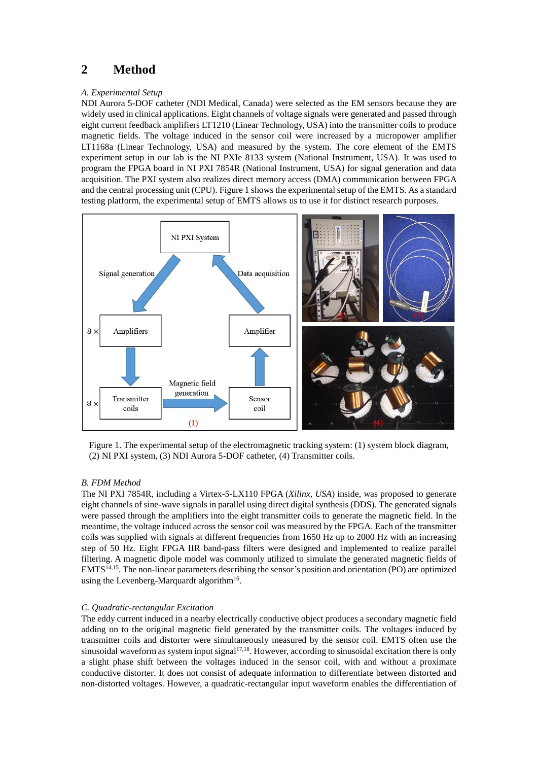## 2 Method

*A. Experimental Setup*

NDI Aurora 5-DOF catheter (NDI Medical, Canada) were selected as the EM sensors because they are widely used in clinical applications. Eight channels of voltage signals were generated and passed through eight current feedback amplifiers LT1210 (Linear Technology, USA) into the transmitter coils to produce magnetic fields. The voltage induced in the sensor coil were increased by a micropower amplifier LT1168a (Linear Technology, USA) and measured by the system. The core element of the EMTS experiment setup in our lab is the NI PXIe 8133 system (National Instrument, USA). It was used to program the FPGA board in NI PXI 7854R (National Instrument, USA) for signal generation and data acquisition. The PXI system also realizes direct memory access (DMA) communication between FPGA and the central processing unit (CPU). Figure 1 shows the experimental setup of the EMTS. As a standard testing platform, the experimental setup of EMTS allows us to use it for distinct research purposes.

Figure 1. The experimental setup of the electromagnetic tracking system: (1) system block diagram, (2) NI PXI system, (3) NDI Aurora 5-DOF catheter, (4) Transmitter coils.

*B. FDM Method*

The NI PXI 7854R, including a Virtex-5-LX110 FPGA (*Xilinx, USA*) inside, was proposed to generate eight channels of sine-wave signals in parallel using direct digital synthesis (DDS). The generated signals were passed through the amplifiers into the eight transmitter coils to generate the magnetic field. In the meantime, the voltage induced across the sensor coil was measured by the FPGA. Each of the transmitter coils was supplied with signals at different frequencies from 1650 Hz up to 2000 Hz with an increasing step of 50 Hz. Eight FPGA IIR band-pass filters were designed and implemented to realize parallel filtering. A magnetic dipole model was commonly utilized to simulate the generated magnetic fields of EMTS[14,15]. The non-linear parameters describing the sensor's position and orientation (PO) are optimized using the Levenberg-Marquardt algorithm[16].

*C. Quadratic-rectangular Excitation*

The eddy current induced in a nearby electrically conductive object produces a secondary magnetic field adding on to the original magnetic field generated by the transmitter coils. The voltages induced by transmitter coils and distorter were simultaneously measured by the sensor coil. EMTS often use the sinusoidal waveform as system input signal[17,18]. However, according to sinusoidal excitation there is only a slight phase shift between the voltages induced in the sensor coil, with and without a proximate conductive distorter. It does not consist of adequate information to differentiate between distorted and non-distorted voltages. However, a quadratic-rectangular input waveform enables the differentiation of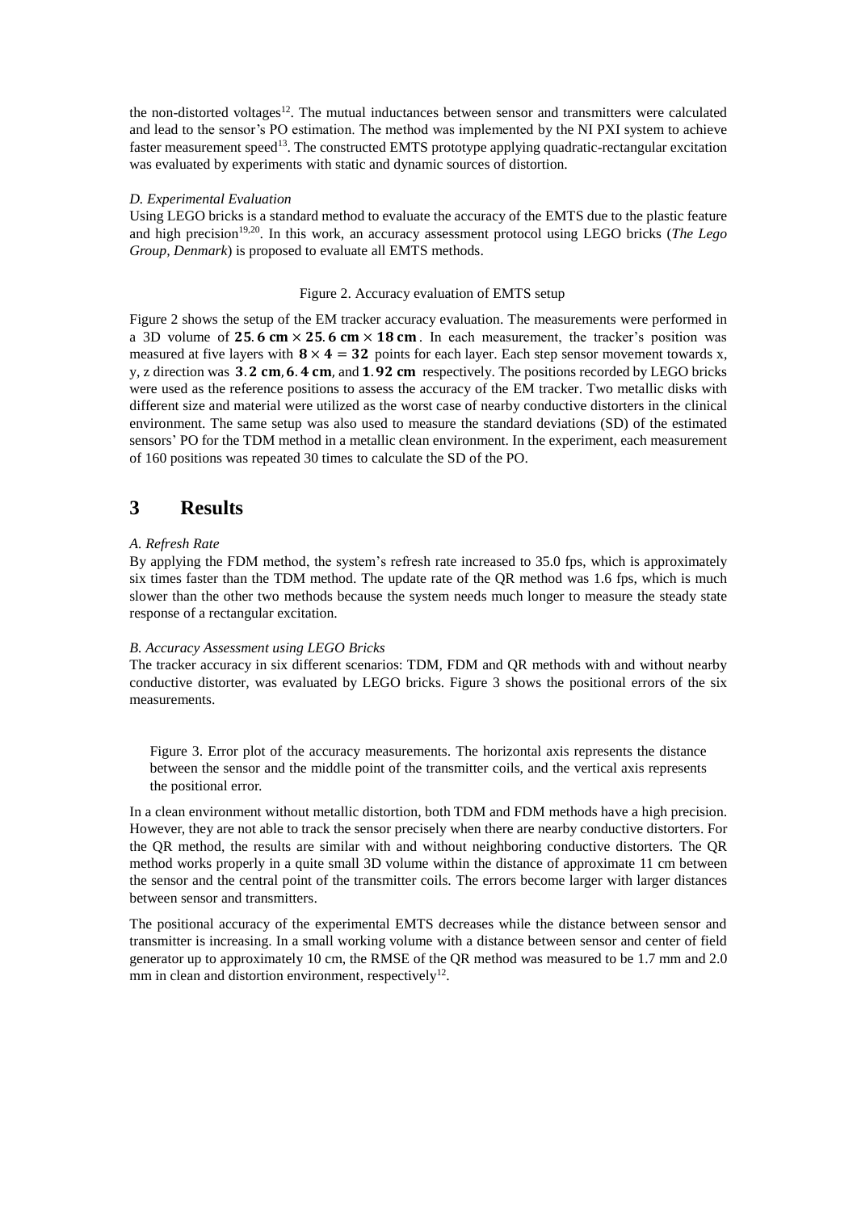the non-distorted voltages[12]. The mutual inductances between sensor and transmitters were calculated and lead to the sensor's PO estimation. The method was implemented by the NI PXI system to achieve faster measurement speed[13]. The constructed EMTS prototype applying quadratic-rectangular excitation was evaluated by experiments with static and dynamic sources of distortion.

### *D. Experimental Evaluation*

Using LEGO bricks is a standard method to evaluate the accuracy of the EMTS due to the plastic feature and high precision[19,20]. In this work, an accuracy assessment protocol using LEGO bricks (*The Lego Group, Denmark*) is proposed to evaluate all EMTS methods.

Figure 2. Accuracy evaluation of EMTS setup

Figure 2 shows the setup of the EM tracker accuracy evaluation. The measurements were performed in a 3D volume of $\mathbf{25.6\ cm \times 25.6\ cm \times 18\ cm}$. In each measurement, the tracker's position was measured at five layers with $\mathbf{8 \times 4 = 32}$ points for each layer. Each step sensor movement towards x, y, z direction was $\mathbf{3.2\ cm}$, $\mathbf{6.4\ cm}$, and $\mathbf{1.92\ cm}$ respectively. The positions recorded by LEGO bricks were used as the reference positions to assess the accuracy of the EM tracker. Two metallic disks with different size and material were utilized as the worst case of nearby conductive distorters in the clinical environment. The same setup was also used to measure the standard deviations (SD) of the estimated sensors' PO for the TDM method in a metallic clean environment. In the experiment, each measurement of 160 positions was repeated 30 times to calculate the SD of the PO.

## 3 Results

### *A. Refresh Rate*

By applying the FDM method, the system's refresh rate increased to 35.0 fps, which is approximately six times faster than the TDM method. The update rate of the QR method was 1.6 fps, which is much slower than the other two methods because the system needs much longer to measure the steady state response of a rectangular excitation.

### *B. Accuracy Assessment using LEGO Bricks*

The tracker accuracy in six different scenarios: TDM, FDM and QR methods with and without nearby conductive distorter, was evaluated by LEGO bricks. Figure 3 shows the positional errors of the six measurements.

Figure 3. Error plot of the accuracy measurements. The horizontal axis represents the distance between the sensor and the middle point of the transmitter coils, and the vertical axis represents the positional error.

In a clean environment without metallic distortion, both TDM and FDM methods have a high precision. However, they are not able to track the sensor precisely when there are nearby conductive distorters. For the QR method, the results are similar with and without neighboring conductive distorters. The QR method works properly in a quite small 3D volume within the distance of approximate 11 cm between the sensor and the central point of the transmitter coils. The errors become larger with larger distances between sensor and transmitters.

The positional accuracy of the experimental EMTS decreases while the distance between sensor and transmitter is increasing. In a small working volume with a distance between sensor and center of field generator up to approximately 10 cm, the RMSE of the QR method was measured to be 1.7 mm and 2.0 mm in clean and distortion environment, respectively[12].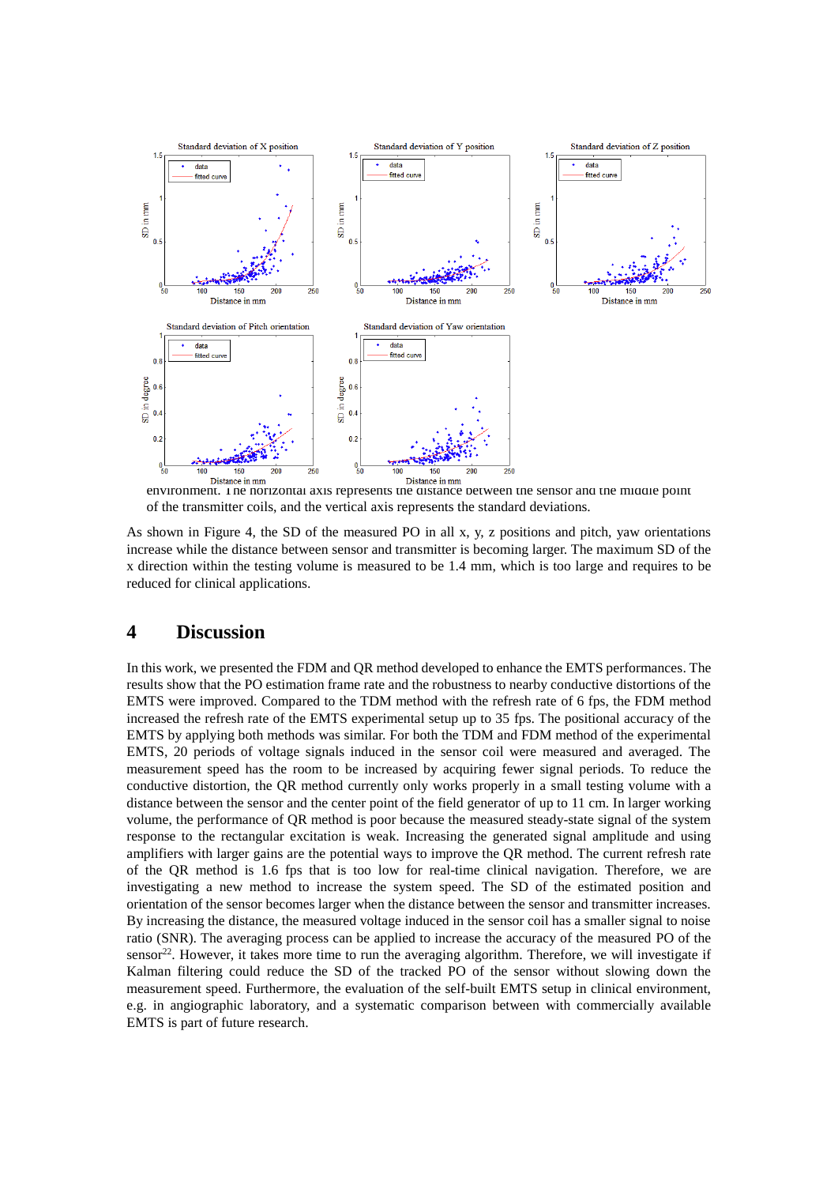environment. The horizontal axis represents the distance between the sensor and the middle point of the transmitter coils, and the vertical axis represents the standard deviations.

As shown in Figure 4, the SD of the measured PO in all x, y, z positions and pitch, yaw orientations increase while the distance between sensor and transmitter is becoming larger. The maximum SD of the x direction within the testing volume is measured to be 1.4 mm, which is too large and requires to be reduced for clinical applications.

# 4 Discussion

In this work, we presented the FDM and QR method developed to enhance the EMTS performances. The results show that the PO estimation frame rate and the robustness to nearby conductive distortions of the EMTS were improved. Compared to the TDM method with the refresh rate of 6 fps, the FDM method increased the refresh rate of the EMTS experimental setup up to 35 fps. The positional accuracy of the EMTS by applying both methods was similar. For both the TDM and FDM method of the experimental EMTS, 20 periods of voltage signals induced in the sensor coil were measured and averaged. The measurement speed has the room to be increased by acquiring fewer signal periods. To reduce the conductive distortion, the QR method currently only works properly in a small testing volume with a distance between the sensor and the center point of the field generator of up to 11 cm. In larger working volume, the performance of QR method is poor because the measured steady-state signal of the system response to the rectangular excitation is weak. Increasing the generated signal amplitude and using amplifiers with larger gains are the potential ways to improve the QR method. The current refresh rate of the QR method is 1.6 fps that is too low for real-time clinical navigation. Therefore, we are investigating a new method to increase the system speed. The SD of the estimated position and orientation of the sensor becomes larger when the distance between the sensor and transmitter increases. By increasing the distance, the measured voltage induced in the sensor coil has a smaller signal to noise ratio (SNR). The averaging process can be applied to increase the accuracy of the measured PO of the sensor[22]. However, it takes more time to run the averaging algorithm. Therefore, we will investigate if Kalman filtering could reduce the SD of the tracked PO of the sensor without slowing down the measurement speed. Furthermore, the evaluation of the self-built EMTS setup in clinical environment, e.g. in angiographic laboratory, and a systematic comparison between with commercially available EMTS is part of future research.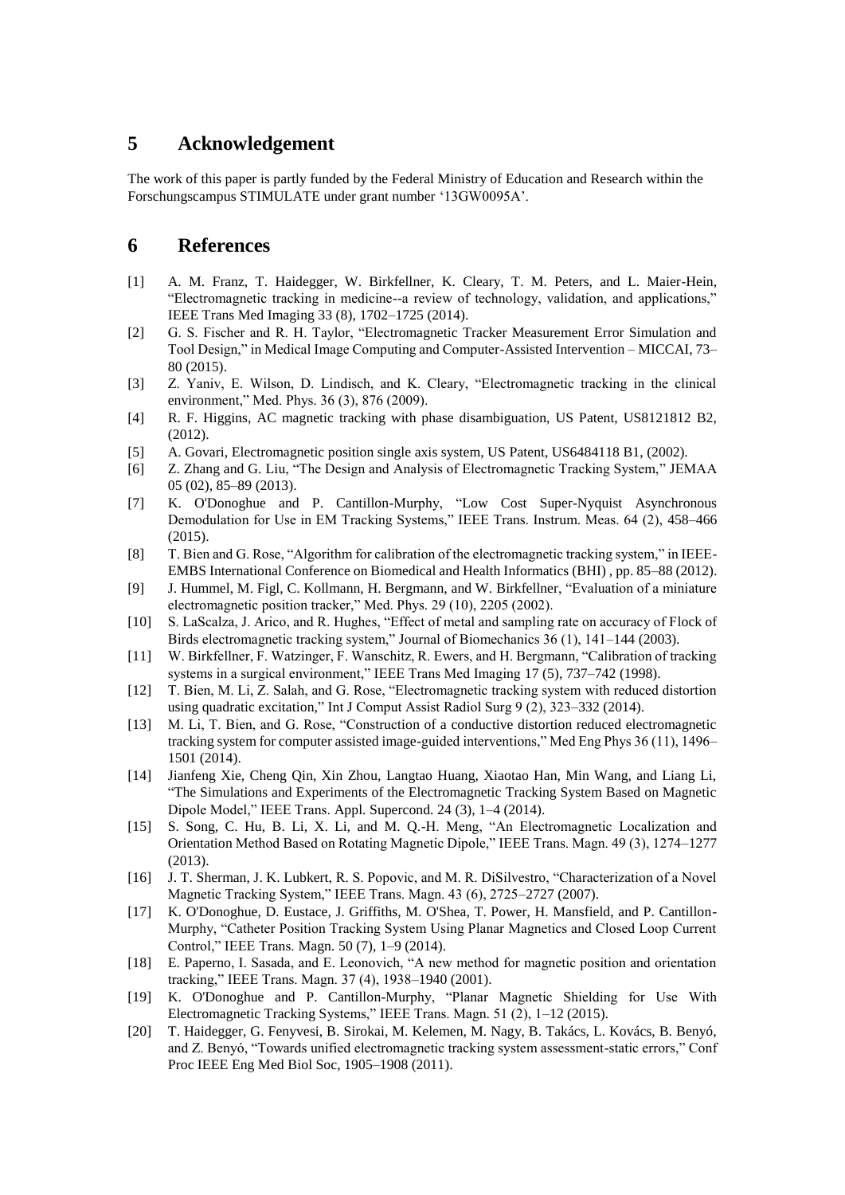## 5 Acknowledgement

The work of this paper is partly funded by the Federal Ministry of Education and Research within the Forschungscampus STIMULATE under grant number '13GW0095A'.

## 6 References

[1] A. M. Franz, T. Haidegger, W. Birkfellner, K. Cleary, T. M. Peters, and L. Maier-Hein, "Electromagnetic tracking in medicine--a review of technology, validation, and applications," IEEE Trans Med Imaging 33 (8), 1702–1725 (2014).

[2] G. S. Fischer and R. H. Taylor, "Electromagnetic Tracker Measurement Error Simulation and Tool Design," in Medical Image Computing and Computer-Assisted Intervention – MICCAI, 73–80 (2015).

[3] Z. Yaniv, E. Wilson, D. Lindisch, and K. Cleary, "Electromagnetic tracking in the clinical environment," Med. Phys. 36 (3), 876 (2009).

[4] R. F. Higgins, AC magnetic tracking with phase disambiguation, US Patent, US8121812 B2, (2012).

[5] A. Govari, Electromagnetic position single axis system, US Patent, US6484118 B1, (2002).

[6] Z. Zhang and G. Liu, "The Design and Analysis of Electromagnetic Tracking System," JEMAA 05 (02), 85–89 (2013).

[7] K. O'Donoghue and P. Cantillon-Murphy, "Low Cost Super-Nyquist Asynchronous Demodulation for Use in EM Tracking Systems," IEEE Trans. Instrum. Meas. 64 (2), 458–466 (2015).

[8] T. Bien and G. Rose, "Algorithm for calibration of the electromagnetic tracking system," in IEEE-EMBS International Conference on Biomedical and Health Informatics (BHI) , pp. 85–88 (2012).

[9] J. Hummel, M. Figl, C. Kollmann, H. Bergmann, and W. Birkfellner, "Evaluation of a miniature electromagnetic position tracker," Med. Phys. 29 (10), 2205 (2002).

[10] S. LaScalza, J. Arico, and R. Hughes, "Effect of metal and sampling rate on accuracy of Flock of Birds electromagnetic tracking system," Journal of Biomechanics 36 (1), 141–144 (2003).

[11] W. Birkfellner, F. Watzinger, F. Wanschitz, R. Ewers, and H. Bergmann, "Calibration of tracking systems in a surgical environment," IEEE Trans Med Imaging 17 (5), 737–742 (1998).

[12] T. Bien, M. Li, Z. Salah, and G. Rose, "Electromagnetic tracking system with reduced distortion using quadratic excitation," Int J Comput Assist Radiol Surg 9 (2), 323–332 (2014).

[13] M. Li, T. Bien, and G. Rose, "Construction of a conductive distortion reduced electromagnetic tracking system for computer assisted image-guided interventions," Med Eng Phys 36 (11), 1496–1501 (2014).

[14] Jianfeng Xie, Cheng Qin, Xin Zhou, Langtao Huang, Xiaotao Han, Min Wang, and Liang Li, "The Simulations and Experiments of the Electromagnetic Tracking System Based on Magnetic Dipole Model," IEEE Trans. Appl. Supercond. 24 (3), 1–4 (2014).

[15] S. Song, C. Hu, B. Li, X. Li, and M. Q.-H. Meng, "An Electromagnetic Localization and Orientation Method Based on Rotating Magnetic Dipole," IEEE Trans. Magn. 49 (3), 1274–1277 (2013).

[16] J. T. Sherman, J. K. Lubkert, R. S. Popovic, and M. R. DiSilvestro, "Characterization of a Novel Magnetic Tracking System," IEEE Trans. Magn. 43 (6), 2725–2727 (2007).

[17] K. O'Donoghue, D. Eustace, J. Griffiths, M. O'Shea, T. Power, H. Mansfield, and P. Cantillon-Murphy, "Catheter Position Tracking System Using Planar Magnetics and Closed Loop Current Control," IEEE Trans. Magn. 50 (7), 1–9 (2014).

[18] E. Paperno, I. Sasada, and E. Leonovich, "A new method for magnetic position and orientation tracking," IEEE Trans. Magn. 37 (4), 1938–1940 (2001).

[19] K. O'Donoghue and P. Cantillon-Murphy, "Planar Magnetic Shielding for Use With Electromagnetic Tracking Systems," IEEE Trans. Magn. 51 (2), 1–12 (2015).

[20] T. Haidegger, G. Fenyvesi, B. Sirokai, M. Kelemen, M. Nagy, B. Takács, L. Kovács, B. Benyó, and Z. Benyó, "Towards unified electromagnetic tracking system assessment-static errors," Conf Proc IEEE Eng Med Biol Soc, 1905–1908 (2011).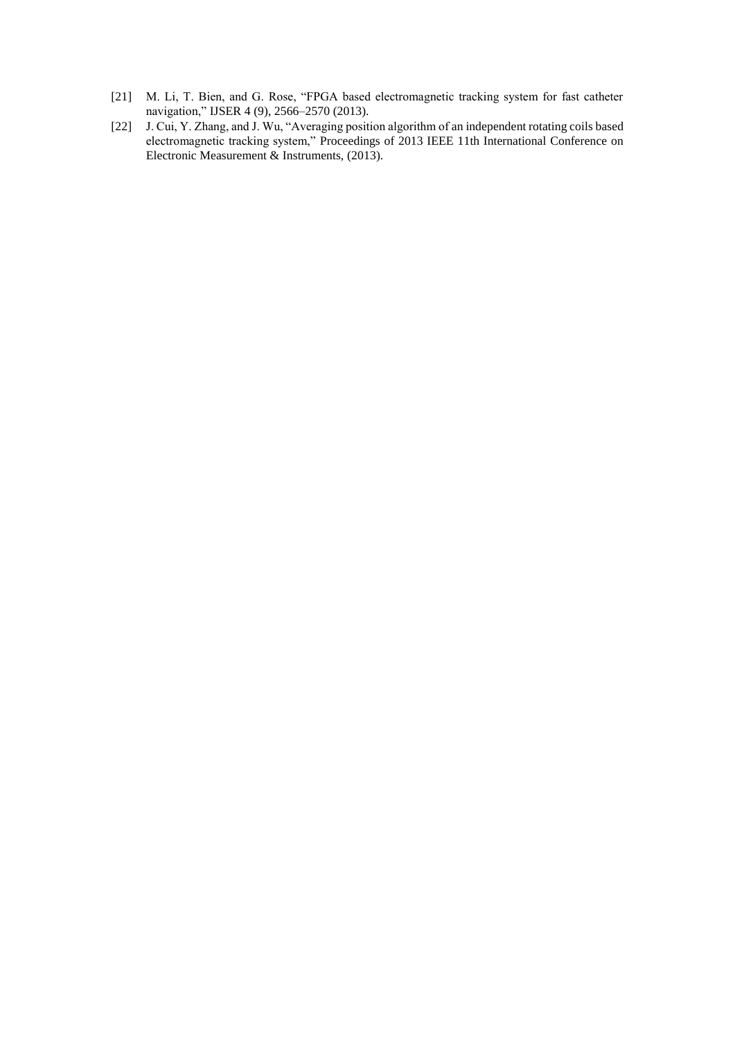[21] M. Li, T. Bien, and G. Rose, "FPGA based electromagnetic tracking system for fast catheter navigation," IJSER 4 (9), 2566–2570 (2013).

[22] J. Cui, Y. Zhang, and J. Wu, "Averaging position algorithm of an independent rotating coils based electromagnetic tracking system," Proceedings of 2013 IEEE 11th International Conference on Electronic Measurement & Instruments, (2013).